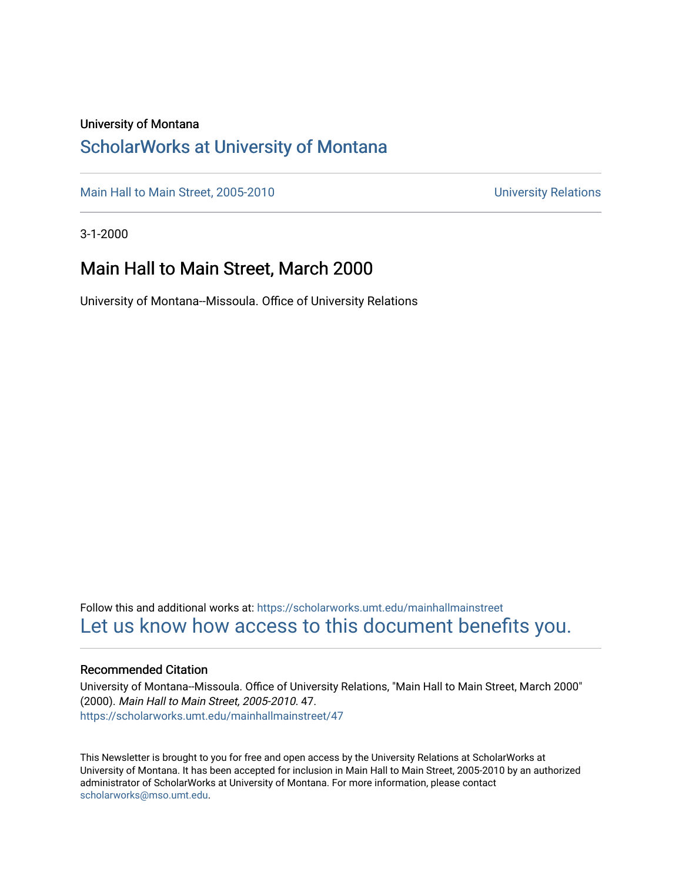University of Montana

# ScholarWorks at University of Montana

Main Hall to Main Street, 2005-2010 University Relations

3-1-2000

## Main Hall to Main Street, March 2000

University of Montana--Missoula. Office of University Relations

Follow this and additional works at: https://scholarworks.umt.edu/mainhallmainstreet

Let us know how access to this document benefits you.

### Recommended Citation

University of Montana--Missoula. Office of University Relations, "Main Hall to Main Street, March 2000" (2000). *Main Hall to Main Street, 2005-2010*. 47.
https://scholarworks.umt.edu/mainhallmainstreet/47

This Newsletter is brought to you for free and open access by the University Relations at ScholarWorks at University of Montana. It has been accepted for inclusion in Main Hall to Main Street, 2005-2010 by an authorized administrator of ScholarWorks at University of Montana. For more information, please contact scholarworks@mso.umt.edu.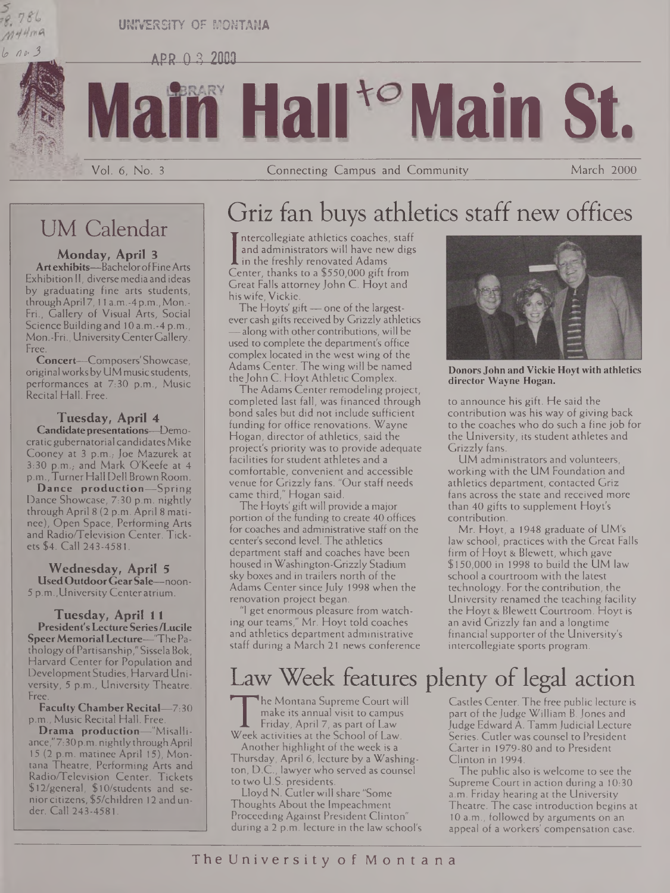# Main Hall to Main St.

Vol. 6, No. 3 — Connecting Campus and Community — March 2000

## UM Calendar

### Monday, April 3

**Art exhibits**—Bachelor of Fine Arts Exhibition II, diverse media and ideas by graduating fine arts students, through April 7, 11 a.m.-4 p.m., Mon.-Fri., Gallery of Visual Arts, Social Science Building and 10 a.m.-4 p.m., Mon.-Fri., University Center Gallery. Free.

**Concert**—Composers' Showcase, original works by UM music students, performances at 7:30 p.m., Music Recital Hall. Free.

### Tuesday, April 4

**Candidate presentations**—Democratic gubernatorial candidates Mike Cooney at 3 p.m.; Joe Mazurek at 3:30 p.m.; and Mark O'Keefe at 4 p.m., Turner Hall Dell Brown Room.

**Dance production**—Spring Dance Showcase, 7:30 p.m. nightly through April 8 (2 p.m. April 8 matinee), Open Space, Performing Arts and Radio/Television Center. Tickets $4. Call 243-4581.

### Wednesday, April 5

**Used Outdoor Gear Sale**—noon-5 p.m., University Center atrium.

### Tuesday, April 11

**President's Lecture Series/Lucile Speer Memorial Lecture**—"The Pathology of Partisanship," Sissela Bok, Harvard Center for Population and Development Studies, Harvard University, 5 p.m., University Theatre. Free.

**Faculty Chamber Recital**—7:30 p.m., Music Recital Hall. Free.

**Drama production**—"Misalliance," 7:30 p.m. nightly through April 15 (2 p.m. matinee April 15), Montana Theatre, Performing Arts and Radio/Television Center. Tickets $12/general, $10/students and senior citizens, $5/children 12 and under. Call 243-4581.

## Griz fan buys athletics staff new offices

Intercollegiate athletics coaches, staff and administrators will have new digs in the freshly renovated Adams Center, thanks to a $550,000 gift from Great Falls attorney John C. Hoyt and his wife, Vickie.

The Hoyts' gift — one of the largest-ever cash gifts received by Grizzly athletics — along with other contributions, will be used to complete the department's office complex located in the west wing of the Adams Center. The wing will be named the John C. Hoyt Athletic Complex.

The Adams Center remodeling project, completed last fall, was financed through bond sales but did not include sufficient funding for office renovations. Wayne Hogan, director of athletics, said the project's priority was to provide adequate facilities for student athletes and a comfortable, convenient and accessible venue for Grizzly fans. "Our staff needs came third," Hogan said.

The Hoyts' gift will provide a major portion of the funding to create 40 offices for coaches and administrative staff on the center's second level. The athletics department staff and coaches have been housed in Washington-Grizzly Stadium sky boxes and in trailers north of the Adams Center since July 1998 when the renovation project began.

"I get enormous pleasure from watching our teams," Mr. Hoyt told coaches and athletics department administrative staff during a March 21 news conference to announce his gift. He said the contribution was his way of giving back to the coaches who do such a fine job for the University, its student athletes and Grizzly fans.

UM administrators and volunteers, working with the UM Foundation and athletics department, contacted Griz fans across the state and received more than 40 gifts to supplement Hoyt's contribution.

Mr. Hoyt, a 1948 graduate of UM's law school, practices with the Great Falls firm of Hoyt & Blewett, which gave $150,000 in 1998 to build the UM law school a courtroom with the latest technology. For the contribution, the University renamed the teaching facility the Hoyt & Blewett Courtroom. Hoyt is an avid Grizzly fan and a longtime financial supporter of the University's intercollegiate sports program.

**Donors John and Vickie Hoyt with athletics director Wayne Hogan.**

## Law Week features plenty of legal action

The Montana Supreme Court will make its annual visit to campus Friday, April 7, as part of Law Week activities at the School of Law.

Another highlight of the week is a Thursday, April 6, lecture by a Washington, D.C., lawyer who served as counsel to two U.S. presidents.

Lloyd N. Cutler will share "Some Thoughts About the Impeachment Proceeding Against President Clinton" during a 2 p.m. lecture in the law school's Castles Center. The free public lecture is part of the Judge William B. Jones and Judge Edward A. Tamm Judicial Lecture Series. Cutler was counsel to President Carter in 1979-80 and to President Clinton in 1994.

The public also is welcome to see the Supreme Court in action during a 10:30 a.m. Friday hearing at the University Theatre. The case introduction begins at 10 a.m., followed by arguments on an appeal of a workers' compensation case.

The University of Montana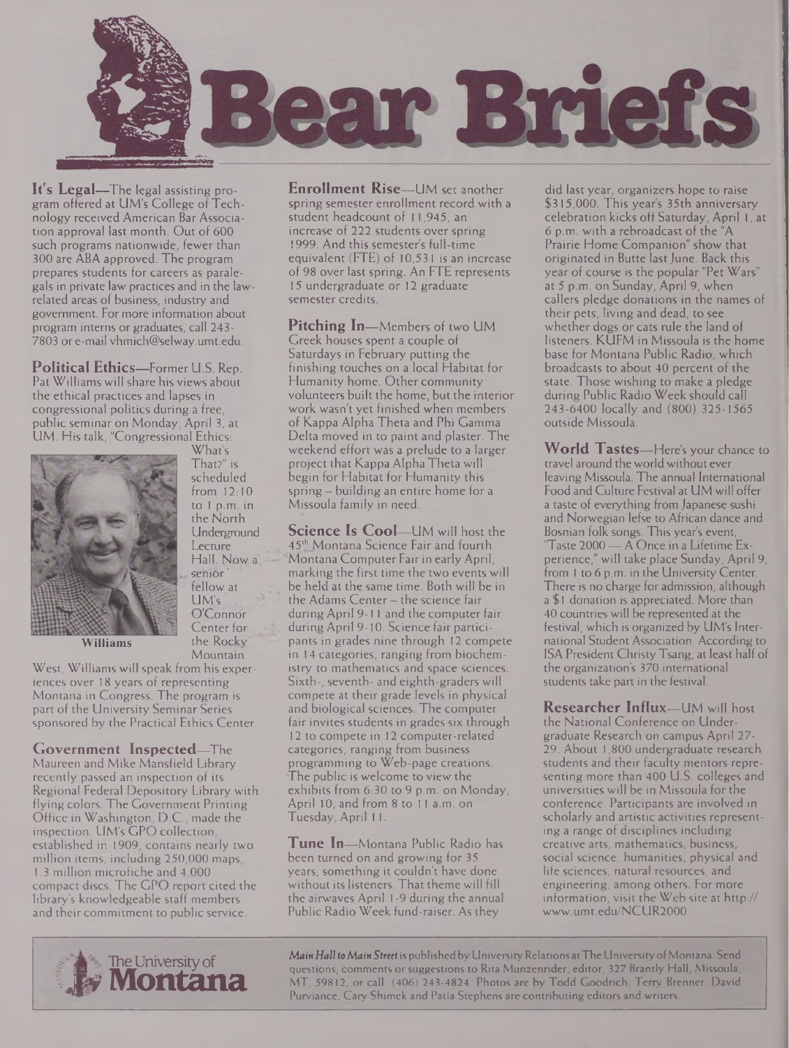# Bear Briefs

**It's Legal**—The legal assisting program offered at UM's College of Technology received American Bar Association approval last month. Out of 600 such programs nationwide, fewer than 300 are ABA approved. The program prepares students for careers as paralegals in private law practices and in the law-related areas of business, industry and government. For more information about program interns or graduates, call 243-7803 or e-mail vhmich@selway.umt.edu.

**Political Ethics**—Former U.S. Rep. Pat Williams will share his views about the ethical practices and lapses in congressional politics during a free, public seminar on Monday, April 3, at UM. His talk, "Congressional Ethics: What's That?" is scheduled from 12:10 to 1 p.m. in the North Underground Lecture Hall. Now a senior fellow at UM's O'Connor Center for the Rocky Mountain West, Williams will speak from his experiences over 18 years of representing Montana in Congress. The program is part of the University Seminar Series sponsored by the Practical Ethics Center.

Williams

**Government Inspected**—The Maureen and Mike Mansfield Library recently passed an inspection of its Regional Federal Depository Library with flying colors. The Government Printing Office in Washington, D.C., made the inspection. UM's GPO collection, established in 1909, contains nearly two million items, including 250,000 maps, 1.3 million microfiche and 4,000 compact discs. The GPO report cited the library's knowledgeable staff members and their commitment to public service.

**Enrollment Rise**—UM set another spring semester enrollment record with a student headcount of 11,945, an increase of 222 students over spring 1999. And this semester's full-time equivalent (FTE) of 10,531 is an increase of 98 over last spring. An FTE represents 15 undergraduate or 12 graduate semester credits.

**Pitching In**—Members of two UM Greek houses spent a couple of Saturdays in February putting the finishing touches on a local Habitat for Humanity home. Other community volunteers built the home, but the interior work wasn't yet finished when members of Kappa Alpha Theta and Phi Gamma Delta moved in to paint and plaster. The weekend effort was a prelude to a larger project that Kappa Alpha Theta will begin for Habitat for Humanity this spring – building an entire home for a Missoula family in need.

**Science Is Cool**—UM will host the 45th Montana Science Fair and fourth Montana Computer Fair in early April, marking the first time the two events will be held at the same time. Both will be in the Adams Center – the science fair during April 9-11 and the computer fair during April 9-10. Science fair participants in grades nine through 12 compete in 14 categories, ranging from biochemistry to mathematics and space sciences. Sixth-, seventh- and eighth-graders will compete at their grade levels in physical and biological sciences. The computer fair invites students in grades six through 12 to compete in 12 computer-related categories, ranging from business programming to Web-page creations. The public is welcome to view the exhibits from 6:30 to 9 p.m. on Monday, April 10, and from 8 to 11 a.m. on Tuesday, April 11.

**Tune In**—Montana Public Radio has been turned on and growing for 35 years, something it couldn't have done without its listeners. That theme will fill the airwaves April 1-9 during the annual Public Radio Week fund-raiser. As they did last year, organizers hope to raise $315,000. This year's 35th anniversary celebration kicks off Saturday, April 1, at 6 p.m. with a rebroadcast of the "A Prairie Home Companion" show that originated in Butte last June. Back this year of course is the popular "Pet Wars" at 5 p.m. on Sunday, April 9, when callers pledge donations in the names of their pets, living and dead, to see whether dogs or cats rule the land of listeners. KUFM in Missoula is the home base for Montana Public Radio, which broadcasts to about 40 percent of the state. Those wishing to make a pledge during Public Radio Week should call 243-6400 locally and (800) 325-1565 outside Missoula.

**World Tastes**—Here's your chance to travel around the world without ever leaving Missoula. The annual International Food and Culture Festival at UM will offer a taste of everything from Japanese sushi and Norwegian lefse to African dance and Bosnian folk songs. This year's event, "Taste 2000 — A Once in a Lifetime Experience," will take place Sunday, April 9, from 1 to 6 p.m. in the University Center. There is no charge for admission, although a $1 donation is appreciated. More than 40 countries will be represented at the festival, which is organized by UM's International Student Association. According to ISA President Christy Tsang, at least half of the organization's 370 international students take part in the festival.

**Researcher Influx**—UM will host the National Conference on Undergraduate Research on campus April 27-29. About 1,800 undergraduate research students and their faculty mentors representing more than 400 U.S. colleges and universities will be in Missoula for the conference. Participants are involved in scholarly and artistic activities representing a range of disciplines including creative arts, mathematics, business, social science, humanities, physical and life sciences, natural resources, and engineering, among others. For more information, visit the Web site at http://www.umt.edu/NCUR2000.

The University of Montana

***Main Hall to Main Street*** is published by University Relations at The University of Montana. Send questions, comments or suggestions to Rita Munzenrider, editor, 327 Brantly Hall, Missoula, MT, 59812, or call (406) 243-4824. Photos are by Todd Goodrich. Terry Brenner, David Purviance, Cary Shimek and Patia Stephens are contributing editors and writers.